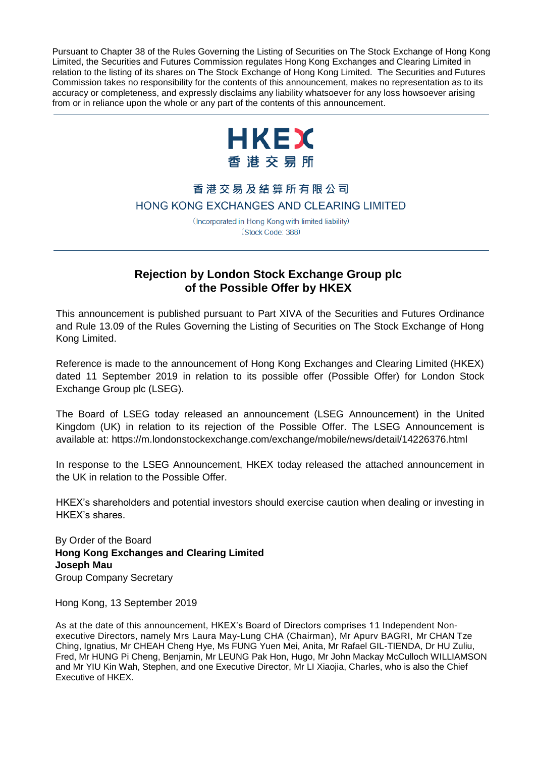Pursuant to Chapter 38 of the Rules Governing the Listing of Securities on The Stock Exchange of Hong Kong Limited, the Securities and Futures Commission regulates Hong Kong Exchanges and Clearing Limited in relation to the listing of its shares on The Stock Exchange of Hong Kong Limited. The Securities and Futures Commission takes no responsibility for the contents of this announcement, makes no representation as to its accuracy or completeness, and expressly disclaims any liability whatsoever for any loss howsoever arising from or in reliance upon the whole or any part of the contents of this announcement.

---

HKEX
香港交易所

香港交易及結算所有限公司
HONG KONG EXCHANGES AND CLEARING LIMITED

(Incorporated in Hong Kong with limited liability)
(Stock Code: 388)

---

# Rejection by London Stock Exchange Group plc of the Possible Offer by HKEX

This announcement is published pursuant to Part XIVA of the Securities and Futures Ordinance and Rule 13.09 of the Rules Governing the Listing of Securities on The Stock Exchange of Hong Kong Limited.

Reference is made to the announcement of Hong Kong Exchanges and Clearing Limited (HKEX) dated 11 September 2019 in relation to its possible offer (Possible Offer) for London Stock Exchange Group plc (LSEG).

The Board of LSEG today released an announcement (LSEG Announcement) in the United Kingdom (UK) in relation to its rejection of the Possible Offer. The LSEG Announcement is available at: https://m.londonstockexchange.com/exchange/mobile/news/detail/14226376.html

In response to the LSEG Announcement, HKEX today released the attached announcement in the UK in relation to the Possible Offer.

HKEX's shareholders and potential investors should exercise caution when dealing or investing in HKEX's shares.

By Order of the Board
**Hong Kong Exchanges and Clearing Limited**
**Joseph Mau**
Group Company Secretary

Hong Kong, 13 September 2019

As at the date of this announcement, HKEX's Board of Directors comprises 11 Independent Non-executive Directors, namely Mrs Laura May-Lung CHA (Chairman), Mr Apurv BAGRI, Mr CHAN Tze Ching, Ignatius, Mr CHEAH Cheng Hye, Ms FUNG Yuen Mei, Anita, Mr Rafael GIL-TIENDA, Dr HU Zuliu, Fred, Mr HUNG Pi Cheng, Benjamin, Mr LEUNG Pak Hon, Hugo, Mr John Mackay McCulloch WILLIAMSON and Mr YIU Kin Wah, Stephen, and one Executive Director, Mr LI Xiaojia, Charles, who is also the Chief Executive of HKEX.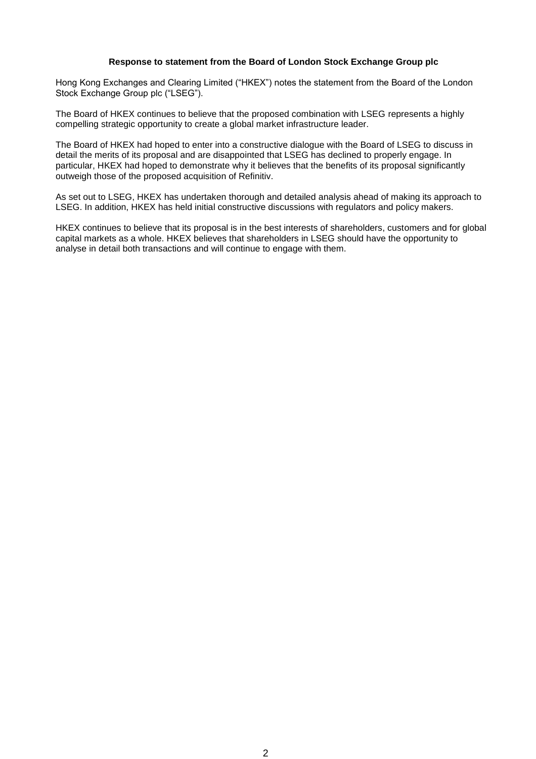**Response to statement from the Board of London Stock Exchange Group plc**

Hong Kong Exchanges and Clearing Limited ("HKEX") notes the statement from the Board of the London Stock Exchange Group plc ("LSEG").

The Board of HKEX continues to believe that the proposed combination with LSEG represents a highly compelling strategic opportunity to create a global market infrastructure leader.

The Board of HKEX had hoped to enter into a constructive dialogue with the Board of LSEG to discuss in detail the merits of its proposal and are disappointed that LSEG has declined to properly engage. In particular, HKEX had hoped to demonstrate why it believes that the benefits of its proposal significantly outweigh those of the proposed acquisition of Refinitiv.

As set out to LSEG, HKEX has undertaken thorough and detailed analysis ahead of making its approach to LSEG. In addition, HKEX has held initial constructive discussions with regulators and policy makers.

HKEX continues to believe that its proposal is in the best interests of shareholders, customers and for global capital markets as a whole. HKEX believes that shareholders in LSEG should have the opportunity to analyse in detail both transactions and will continue to engage with them.